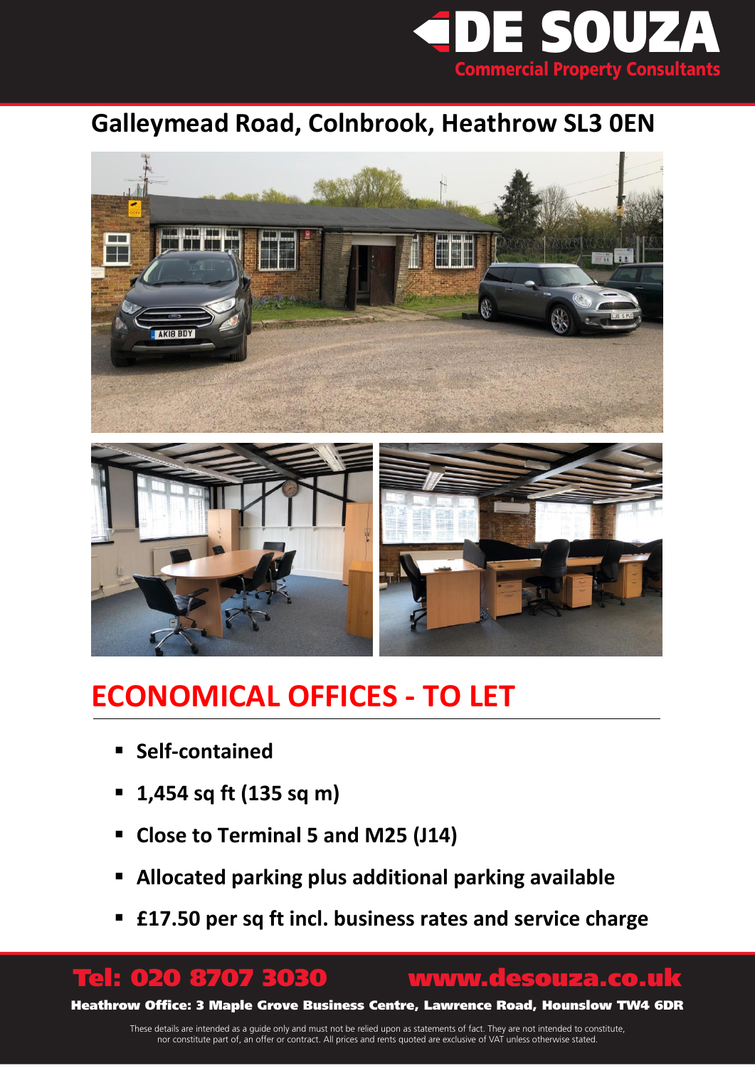# DE SOUZA

**Commercial Property Consultants**

## Galleymead Road, Colnbrook, Heathrow SL3 0EN

## ECONOMICAL OFFICES - TO LET

- **Self-contained**
- **1,454 sq ft (135 sq m)**
- **Close to Terminal 5 and M25 (J14)**
- **Allocated parking plus additional parking available**
- **£17.50 per sq ft incl. business rates and service charge**

**Tel: 020 8707 3030** **www.desouza.co.uk**

**Heathrow Office: 3 Maple Grove Business Centre, Lawrence Road, Hounslow TW4 6DR**

These details are intended as a guide only and must not be relied upon as statements of fact. They are not intended to constitute, nor constitute part of, an offer or contract. All prices and rents quoted are exclusive of VAT unless otherwise stated.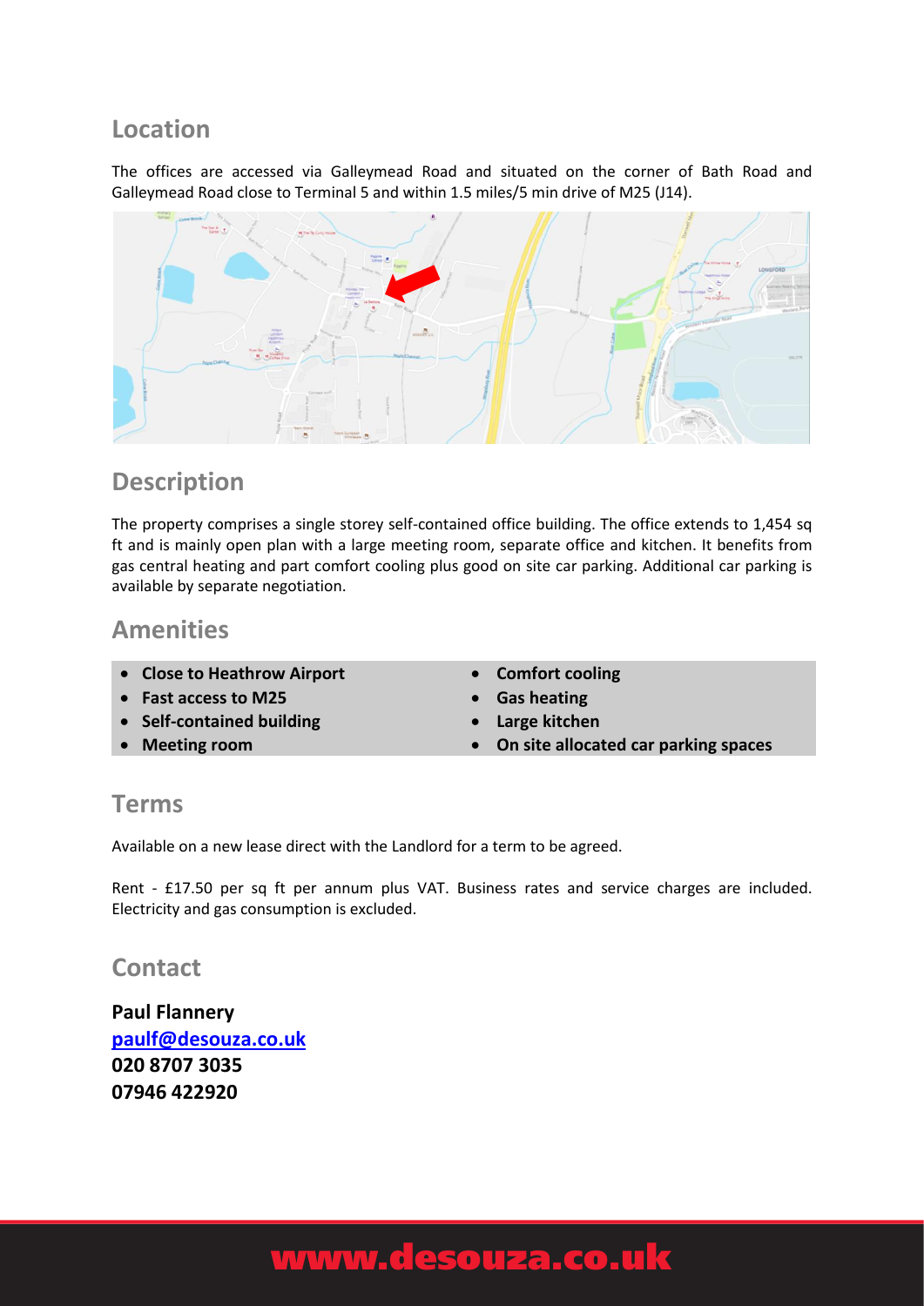## Location

The offices are accessed via Galleymead Road and situated on the corner of Bath Road and Galleymead Road close to Terminal 5 and within 1.5 miles/5 min drive of M25 (J14).

## Description

The property comprises a single storey self-contained office building. The office extends to 1,454 sq ft and is mainly open plan with a large meeting room, separate office and kitchen. It benefits from gas central heating and part comfort cooling plus good on site car parking. Additional car parking is available by separate negotiation.

## Amenities

- **Close to Heathrow Airport**
- **Fast access to M25**
- **Self-contained building**
- **Meeting room**
- **Comfort cooling**
- **Gas heating**
- **Large kitchen**
- **On site allocated car parking spaces**

## Terms

Available on a new lease direct with the Landlord for a term to be agreed.

Rent - £17.50 per sq ft per annum plus VAT. Business rates and service charges are included. Electricity and gas consumption is excluded.

## Contact

**Paul Flannery**
**paulf@desouza.co.uk**
**020 8707 3035**
**07946 422920**

**www.desouza.co.uk**